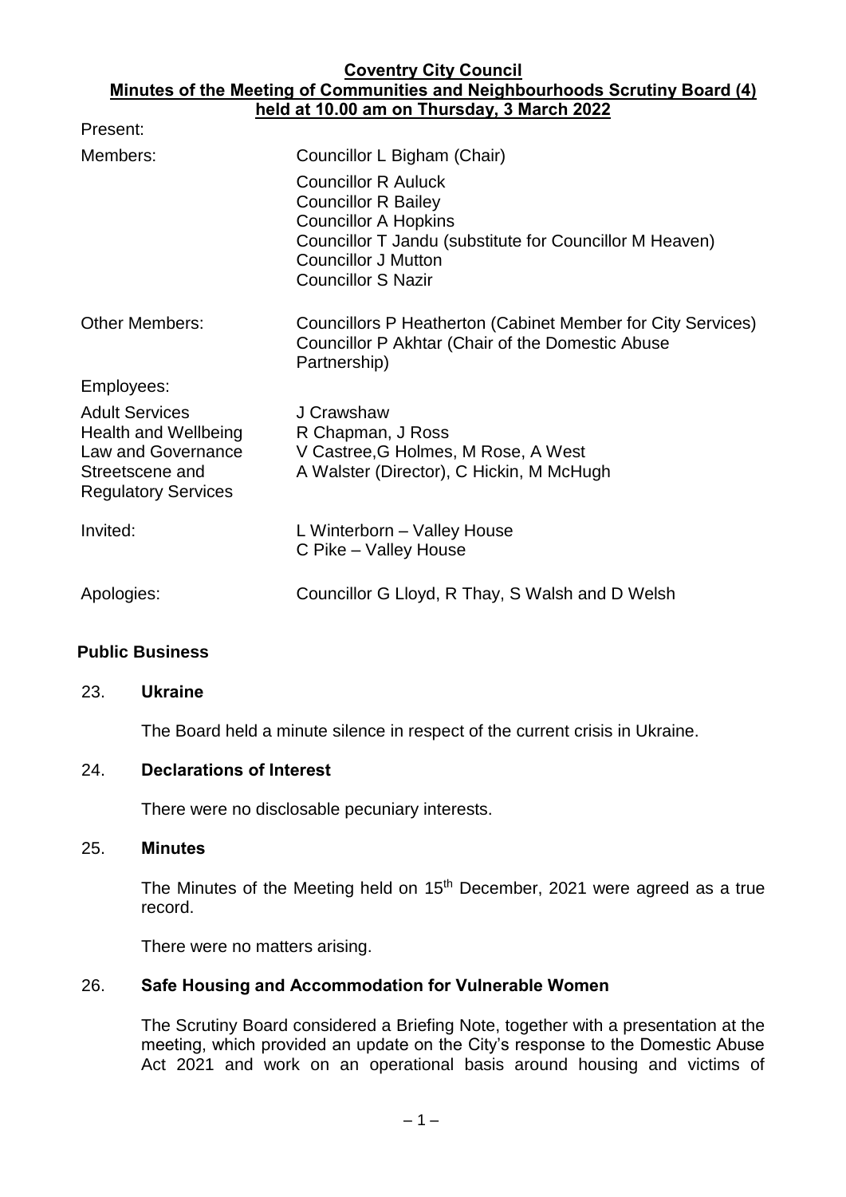**Coventry City Council**
**Minutes of the Meeting of Communities and Neighbourhoods Scrutiny Board (4) held at 10.00 am on Thursday, 3 March 2022**

Present:

| | |
|---|---|
| Members: | Councillor L Bigham (Chair) |
| | Councillor R Auluck<br>Councillor R Bailey<br>Councillor A Hopkins<br>Councillor T Jandu (substitute for Councillor M Heaven)<br>Councillor J Mutton<br>Councillor S Nazir |
| Other Members: | Councillors P Heatherton (Cabinet Member for City Services)<br>Councillor P Akhtar (Chair of the Domestic Abuse Partnership) |
| Employees: | |
| Adult Services | J Crawshaw |
| Health and Wellbeing | R Chapman, J Ross |
| Law and Governance | V Castree,G Holmes, M Rose, A West |
| Streetscene and Regulatory Services | A Walster (Director), C Hickin, M McHugh |
| Invited: | L Winterborn – Valley House<br>C Pike – Valley House |
| Apologies: | Councillor G Lloyd, R Thay, S Walsh and D Welsh |

## Public Business

### 23. Ukraine

The Board held a minute silence in respect of the current crisis in Ukraine.

### 24. Declarations of Interest

There were no disclosable pecuniary interests.

### 25. Minutes

The Minutes of the Meeting held on 15th December, 2021 were agreed as a true record.

There were no matters arising.

### 26. Safe Housing and Accommodation for Vulnerable Women

The Scrutiny Board considered a Briefing Note, together with a presentation at the meeting, which provided an update on the City's response to the Domestic Abuse Act 2021 and work on an operational basis around housing and victims of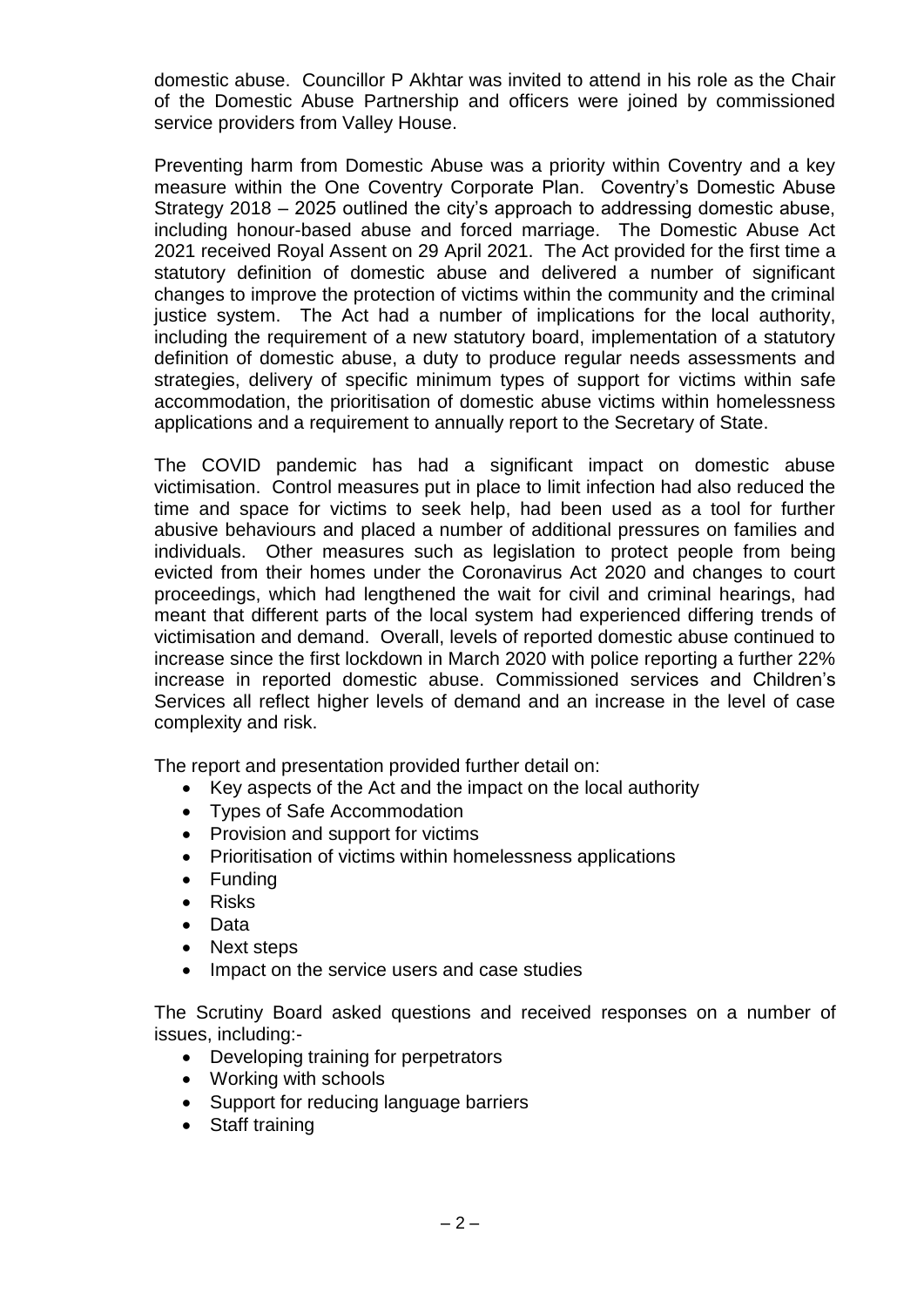domestic abuse. Councillor P Akhtar was invited to attend in his role as the Chair of the Domestic Abuse Partnership and officers were joined by commissioned service providers from Valley House.

Preventing harm from Domestic Abuse was a priority within Coventry and a key measure within the One Coventry Corporate Plan. Coventry's Domestic Abuse Strategy 2018 – 2025 outlined the city's approach to addressing domestic abuse, including honour-based abuse and forced marriage. The Domestic Abuse Act 2021 received Royal Assent on 29 April 2021. The Act provided for the first time a statutory definition of domestic abuse and delivered a number of significant changes to improve the protection of victims within the community and the criminal justice system. The Act had a number of implications for the local authority, including the requirement of a new statutory board, implementation of a statutory definition of domestic abuse, a duty to produce regular needs assessments and strategies, delivery of specific minimum types of support for victims within safe accommodation, the prioritisation of domestic abuse victims within homelessness applications and a requirement to annually report to the Secretary of State.

The COVID pandemic has had a significant impact on domestic abuse victimisation. Control measures put in place to limit infection had also reduced the time and space for victims to seek help, had been used as a tool for further abusive behaviours and placed a number of additional pressures on families and individuals. Other measures such as legislation to protect people from being evicted from their homes under the Coronavirus Act 2020 and changes to court proceedings, which had lengthened the wait for civil and criminal hearings, had meant that different parts of the local system had experienced differing trends of victimisation and demand. Overall, levels of reported domestic abuse continued to increase since the first lockdown in March 2020 with police reporting a further 22% increase in reported domestic abuse. Commissioned services and Children's Services all reflect higher levels of demand and an increase in the level of case complexity and risk.

The report and presentation provided further detail on:

- Key aspects of the Act and the impact on the local authority
- Types of Safe Accommodation
- Provision and support for victims
- Prioritisation of victims within homelessness applications
- Funding
- Risks
- Data
- Next steps
- Impact on the service users and case studies

The Scrutiny Board asked questions and received responses on a number of issues, including:-

- Developing training for perpetrators
- Working with schools
- Support for reducing language barriers
- Staff training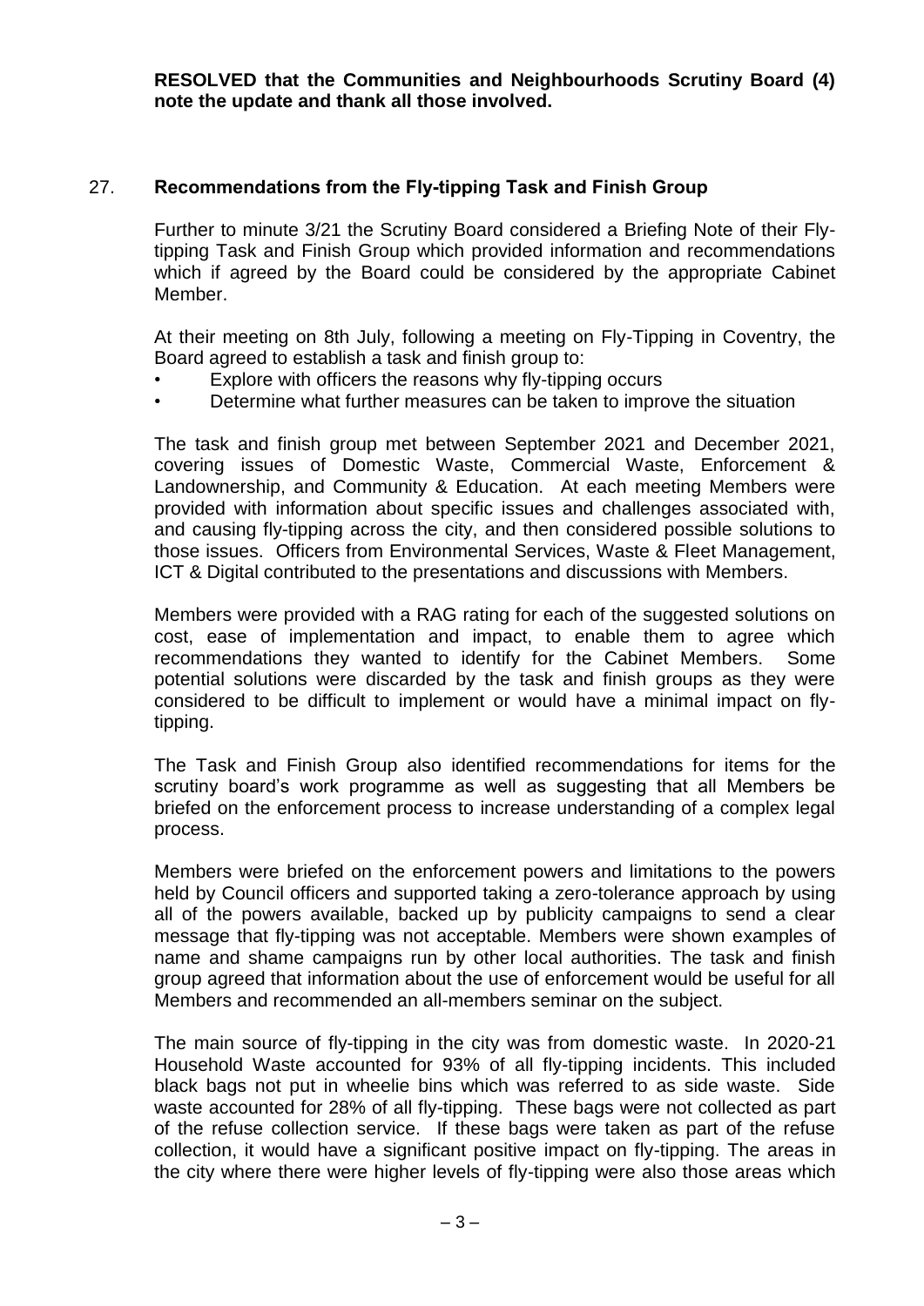**RESOLVED that the Communities and Neighbourhoods Scrutiny Board (4) note the update and thank all those involved.**

## 27. Recommendations from the Fly-tipping Task and Finish Group

Further to minute 3/21 the Scrutiny Board considered a Briefing Note of their Fly-tipping Task and Finish Group which provided information and recommendations which if agreed by the Board could be considered by the appropriate Cabinet Member.

At their meeting on 8th July, following a meeting on Fly-Tipping in Coventry, the Board agreed to establish a task and finish group to:

- Explore with officers the reasons why fly-tipping occurs
- Determine what further measures can be taken to improve the situation

The task and finish group met between September 2021 and December 2021, covering issues of Domestic Waste, Commercial Waste, Enforcement & Landownership, and Community & Education. At each meeting Members were provided with information about specific issues and challenges associated with, and causing fly-tipping across the city, and then considered possible solutions to those issues. Officers from Environmental Services, Waste & Fleet Management, ICT & Digital contributed to the presentations and discussions with Members.

Members were provided with a RAG rating for each of the suggested solutions on cost, ease of implementation and impact, to enable them to agree which recommendations they wanted to identify for the Cabinet Members. Some potential solutions were discarded by the task and finish groups as they were considered to be difficult to implement or would have a minimal impact on fly-tipping.

The Task and Finish Group also identified recommendations for items for the scrutiny board's work programme as well as suggesting that all Members be briefed on the enforcement process to increase understanding of a complex legal process.

Members were briefed on the enforcement powers and limitations to the powers held by Council officers and supported taking a zero-tolerance approach by using all of the powers available, backed up by publicity campaigns to send a clear message that fly-tipping was not acceptable. Members were shown examples of name and shame campaigns run by other local authorities. The task and finish group agreed that information about the use of enforcement would be useful for all Members and recommended an all-members seminar on the subject.

The main source of fly-tipping in the city was from domestic waste. In 2020-21 Household Waste accounted for 93% of all fly-tipping incidents. This included black bags not put in wheelie bins which was referred to as side waste. Side waste accounted for 28% of all fly-tipping. These bags were not collected as part of the refuse collection service. If these bags were taken as part of the refuse collection, it would have a significant positive impact on fly-tipping. The areas in the city where there were higher levels of fly-tipping were also those areas which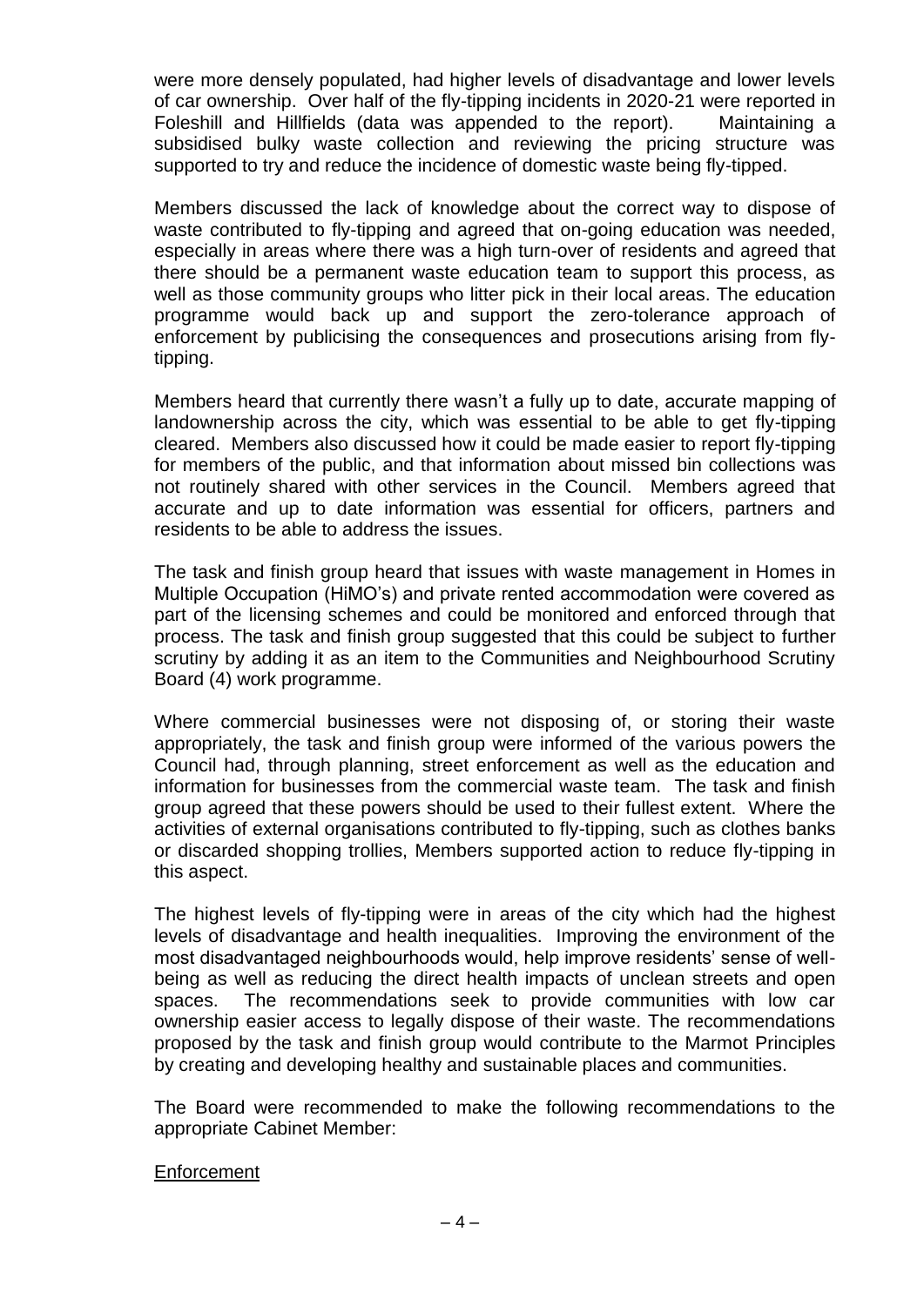were more densely populated, had higher levels of disadvantage and lower levels of car ownership. Over half of the fly-tipping incidents in 2020-21 were reported in Foleshill and Hillfields (data was appended to the report). Maintaining a subsidised bulky waste collection and reviewing the pricing structure was supported to try and reduce the incidence of domestic waste being fly-tipped.

Members discussed the lack of knowledge about the correct way to dispose of waste contributed to fly-tipping and agreed that on-going education was needed, especially in areas where there was a high turn-over of residents and agreed that there should be a permanent waste education team to support this process, as well as those community groups who litter pick in their local areas. The education programme would back up and support the zero-tolerance approach of enforcement by publicising the consequences and prosecutions arising from fly-tipping.

Members heard that currently there wasn't a fully up to date, accurate mapping of landownership across the city, which was essential to be able to get fly-tipping cleared. Members also discussed how it could be made easier to report fly-tipping for members of the public, and that information about missed bin collections was not routinely shared with other services in the Council. Members agreed that accurate and up to date information was essential for officers, partners and residents to be able to address the issues.

The task and finish group heard that issues with waste management in Homes in Multiple Occupation (HiMO's) and private rented accommodation were covered as part of the licensing schemes and could be monitored and enforced through that process. The task and finish group suggested that this could be subject to further scrutiny by adding it as an item to the Communities and Neighbourhood Scrutiny Board (4) work programme.

Where commercial businesses were not disposing of, or storing their waste appropriately, the task and finish group were informed of the various powers the Council had, through planning, street enforcement as well as the education and information for businesses from the commercial waste team. The task and finish group agreed that these powers should be used to their fullest extent. Where the activities of external organisations contributed to fly-tipping, such as clothes banks or discarded shopping trollies, Members supported action to reduce fly-tipping in this aspect.

The highest levels of fly-tipping were in areas of the city which had the highest levels of disadvantage and health inequalities. Improving the environment of the most disadvantaged neighbourhoods would, help improve residents' sense of well-being as well as reducing the direct health impacts of unclean streets and open spaces. The recommendations seek to provide communities with low car ownership easier access to legally dispose of their waste. The recommendations proposed by the task and finish group would contribute to the Marmot Principles by creating and developing healthy and sustainable places and communities.

The Board were recommended to make the following recommendations to the appropriate Cabinet Member:

<u>Enforcement</u>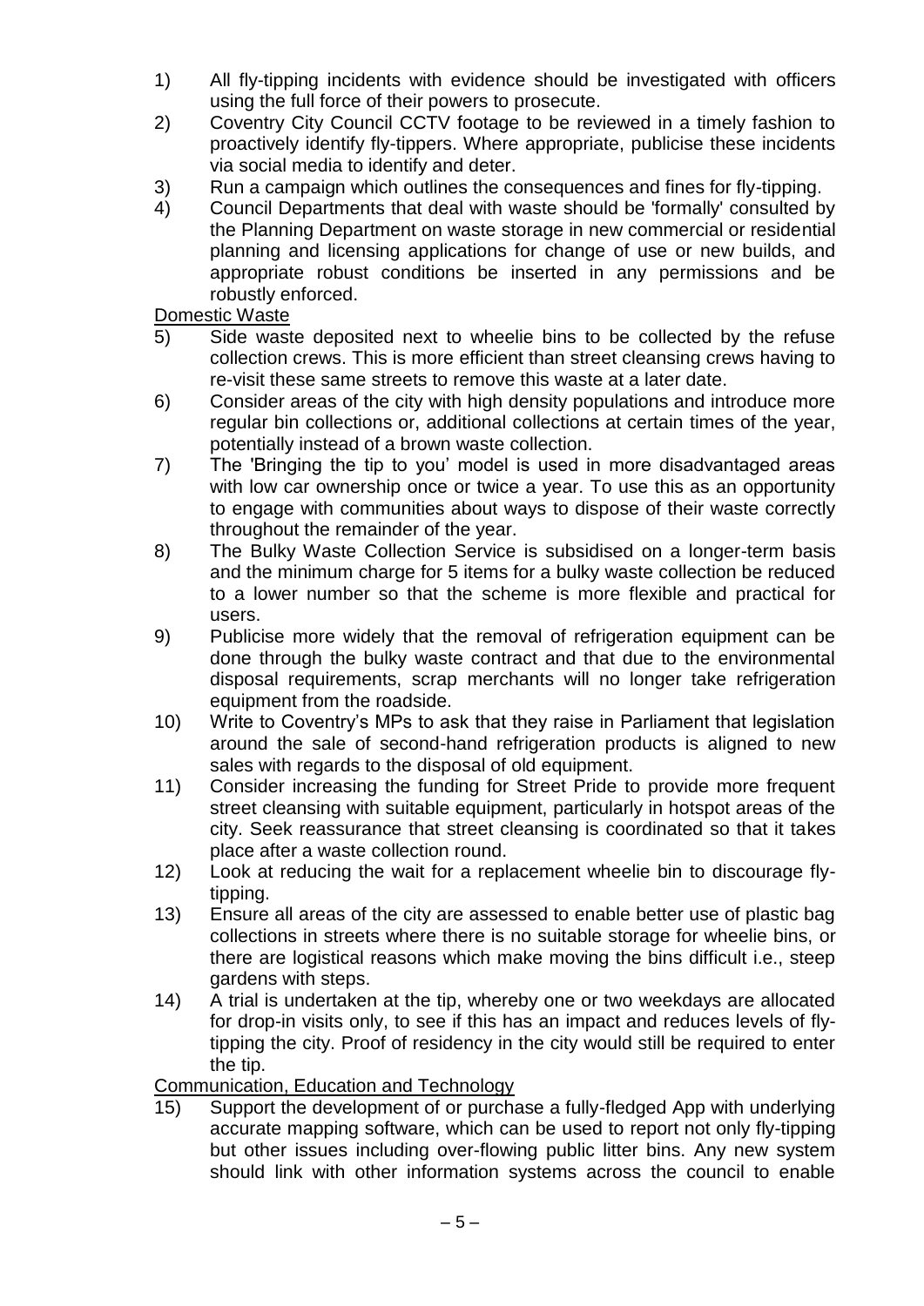1) All fly-tipping incidents with evidence should be investigated with officers using the full force of their powers to prosecute.
2) Coventry City Council CCTV footage to be reviewed in a timely fashion to proactively identify fly-tippers. Where appropriate, publicise these incidents via social media to identify and deter.
3) Run a campaign which outlines the consequences and fines for fly-tipping.
4) Council Departments that deal with waste should be 'formally' consulted by the Planning Department on waste storage in new commercial or residential planning and licensing applications for change of use or new builds, and appropriate robust conditions be inserted in any permissions and be robustly enforced.

<u>Domestic Waste</u>

5) Side waste deposited next to wheelie bins to be collected by the refuse collection crews. This is more efficient than street cleansing crews having to re-visit these same streets to remove this waste at a later date.
6) Consider areas of the city with high density populations and introduce more regular bin collections or, additional collections at certain times of the year, potentially instead of a brown waste collection.
7) The 'Bringing the tip to you' model is used in more disadvantaged areas with low car ownership once or twice a year. To use this as an opportunity to engage with communities about ways to dispose of their waste correctly throughout the remainder of the year.
8) The Bulky Waste Collection Service is subsidised on a longer-term basis and the minimum charge for 5 items for a bulky waste collection be reduced to a lower number so that the scheme is more flexible and practical for users.
9) Publicise more widely that the removal of refrigeration equipment can be done through the bulky waste contract and that due to the environmental disposal requirements, scrap merchants will no longer take refrigeration equipment from the roadside.
10) Write to Coventry's MPs to ask that they raise in Parliament that legislation around the sale of second-hand refrigeration products is aligned to new sales with regards to the disposal of old equipment.
11) Consider increasing the funding for Street Pride to provide more frequent street cleansing with suitable equipment, particularly in hotspot areas of the city. Seek reassurance that street cleansing is coordinated so that it takes place after a waste collection round.
12) Look at reducing the wait for a replacement wheelie bin to discourage fly-tipping.
13) Ensure all areas of the city are assessed to enable better use of plastic bag collections in streets where there is no suitable storage for wheelie bins, or there are logistical reasons which make moving the bins difficult i.e., steep gardens with steps.
14) A trial is undertaken at the tip, whereby one or two weekdays are allocated for drop-in visits only, to see if this has an impact and reduces levels of fly-tipping the city. Proof of residency in the city would still be required to enter the tip.

<u>Communication, Education and Technology</u>

15) Support the development of or purchase a fully-fledged App with underlying accurate mapping software, which can be used to report not only fly-tipping but other issues including over-flowing public litter bins. Any new system should link with other information systems across the council to enable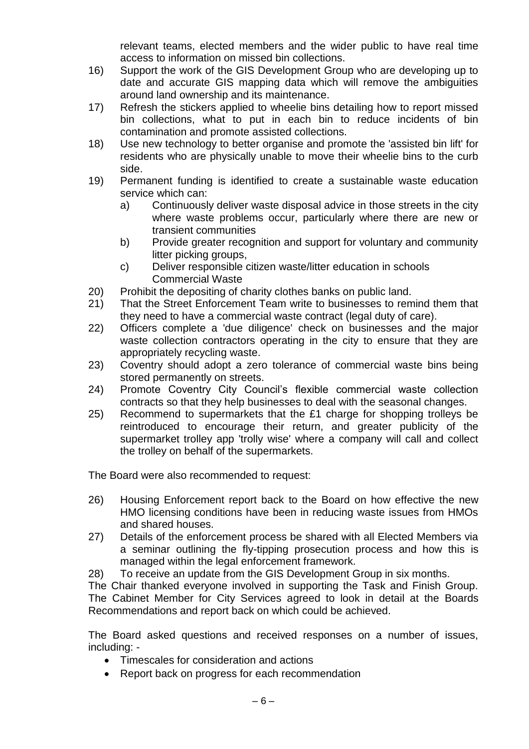relevant teams, elected members and the wider public to have real time access to information on missed bin collections.

16) Support the work of the GIS Development Group who are developing up to date and accurate GIS mapping data which will remove the ambiguities around land ownership and its maintenance.
17) Refresh the stickers applied to wheelie bins detailing how to report missed bin collections, what to put in each bin to reduce incidents of bin contamination and promote assisted collections.
18) Use new technology to better organise and promote the 'assisted bin lift' for residents who are physically unable to move their wheelie bins to the curb side.
19) Permanent funding is identified to create a sustainable waste education service which can:
    a) Continuously deliver waste disposal advice in those streets in the city where waste problems occur, particularly where there are new or transient communities
    b) Provide greater recognition and support for voluntary and community litter picking groups,
    c) Deliver responsible citizen waste/litter education in schools

    Commercial Waste

20) Prohibit the depositing of charity clothes banks on public land.
21) That the Street Enforcement Team write to businesses to remind them that they need to have a commercial waste contract (legal duty of care).
22) Officers complete a 'due diligence' check on businesses and the major waste collection contractors operating in the city to ensure that they are appropriately recycling waste.
23) Coventry should adopt a zero tolerance of commercial waste bins being stored permanently on streets.
24) Promote Coventry City Council's flexible commercial waste collection contracts so that they help businesses to deal with the seasonal changes.
25) Recommend to supermarkets that the £1 charge for shopping trolleys be reintroduced to encourage their return, and greater publicity of the supermarket trolley app 'trolly wise' where a company will call and collect the trolley on behalf of the supermarkets.

The Board were also recommended to request:

26) Housing Enforcement report back to the Board on how effective the new HMO licensing conditions have been in reducing waste issues from HMOs and shared houses.
27) Details of the enforcement process be shared with all Elected Members via a seminar outlining the fly-tipping prosecution process and how this is managed within the legal enforcement framework.
28) To receive an update from the GIS Development Group in six months.

The Chair thanked everyone involved in supporting the Task and Finish Group. The Cabinet Member for City Services agreed to look in detail at the Boards Recommendations and report back on which could be achieved.

The Board asked questions and received responses on a number of issues, including: -

- Timescales for consideration and actions
- Report back on progress for each recommendation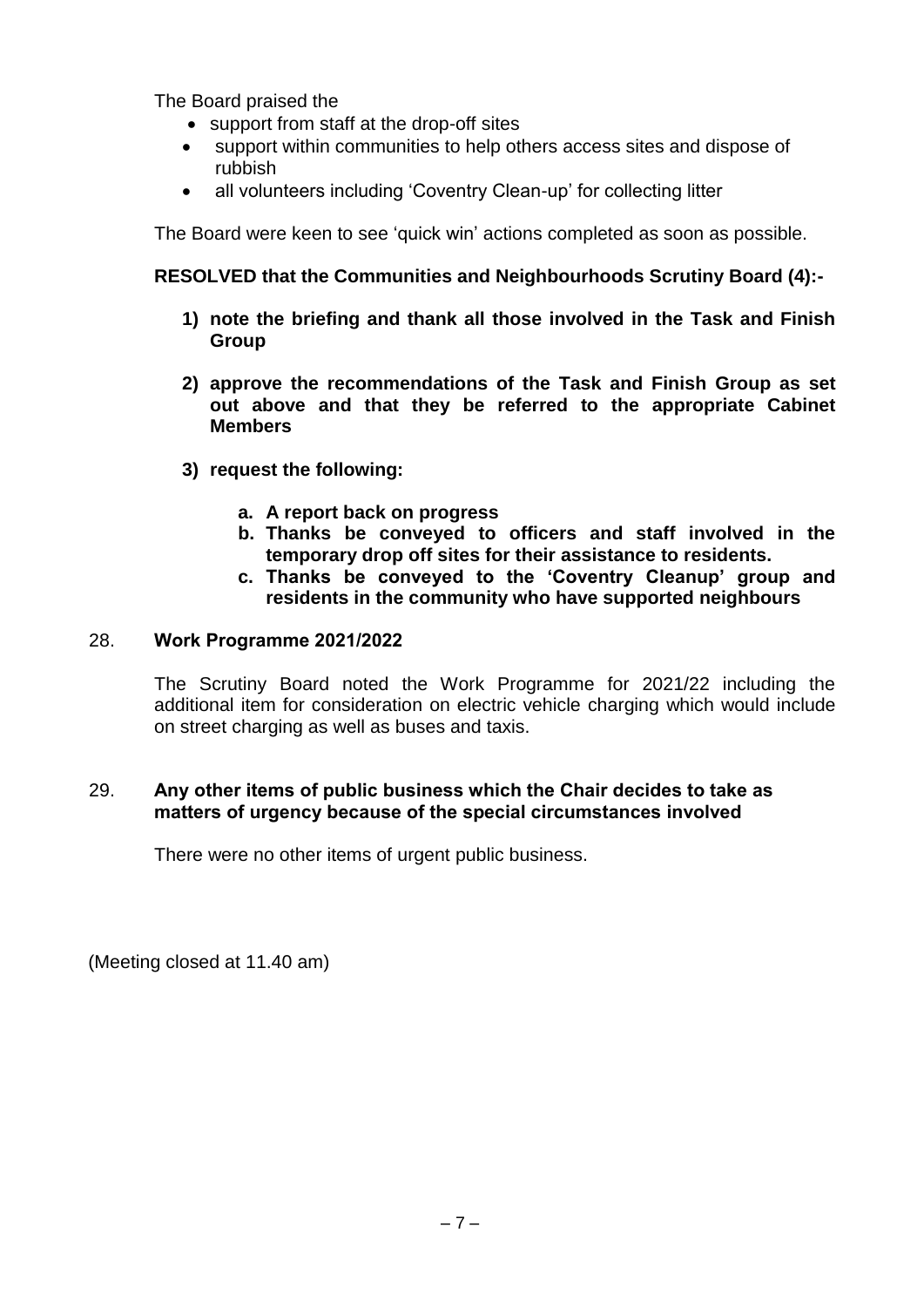The Board praised the

- support from staff at the drop-off sites
- support within communities to help others access sites and dispose of rubbish
- all volunteers including 'Coventry Clean-up' for collecting litter

The Board were keen to see 'quick win' actions completed as soon as possible.

**RESOLVED that the Communities and Neighbourhoods Scrutiny Board (4):-**

1) **note the briefing and thank all those involved in the Task and Finish Group**

2) **approve the recommendations of the Task and Finish Group as set out above and that they be referred to the appropriate Cabinet Members**

3) **request the following:**

   a. **A report back on progress**
   b. **Thanks be conveyed to officers and staff involved in the temporary drop off sites for their assistance to residents.**
   c. **Thanks be conveyed to the 'Coventry Cleanup' group and residents in the community who have supported neighbours**

28. **Work Programme 2021/2022**

The Scrutiny Board noted the Work Programme for 2021/22 including the additional item for consideration on electric vehicle charging which would include on street charging as well as buses and taxis.

29. **Any other items of public business which the Chair decides to take as matters of urgency because of the special circumstances involved**

There were no other items of urgent public business.

(Meeting closed at 11.40 am)